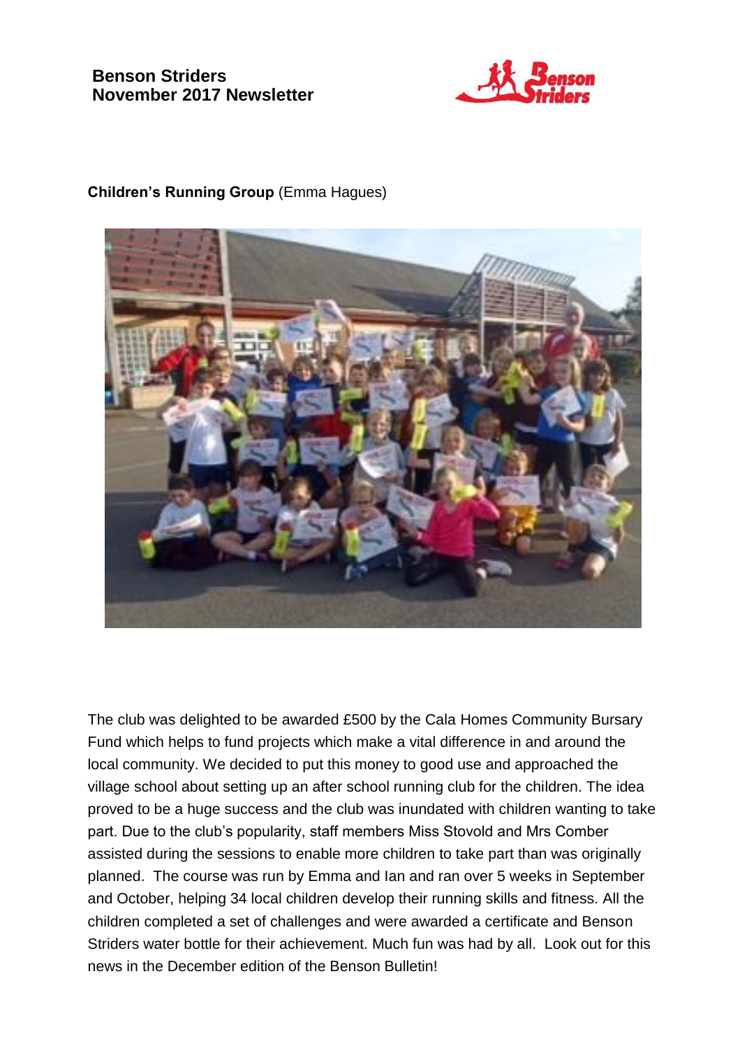# Benson Striders
## November 2017 Newsletter

**Children's Running Group** (Emma Hagues)

The club was delighted to be awarded £500 by the Cala Homes Community Bursary Fund which helps to fund projects which make a vital difference in and around the local community. We decided to put this money to good use and approached the village school about setting up an after school running club for the children. The idea proved to be a huge success and the club was inundated with children wanting to take part. Due to the club's popularity, staff members Miss Stovold and Mrs Comber assisted during the sessions to enable more children to take part than was originally planned. The course was run by Emma and Ian and ran over 5 weeks in September and October, helping 34 local children develop their running skills and fitness. All the children completed a set of challenges and were awarded a certificate and Benson Striders water bottle for their achievement. Much fun was had by all. Look out for this news in the December edition of the Benson Bulletin!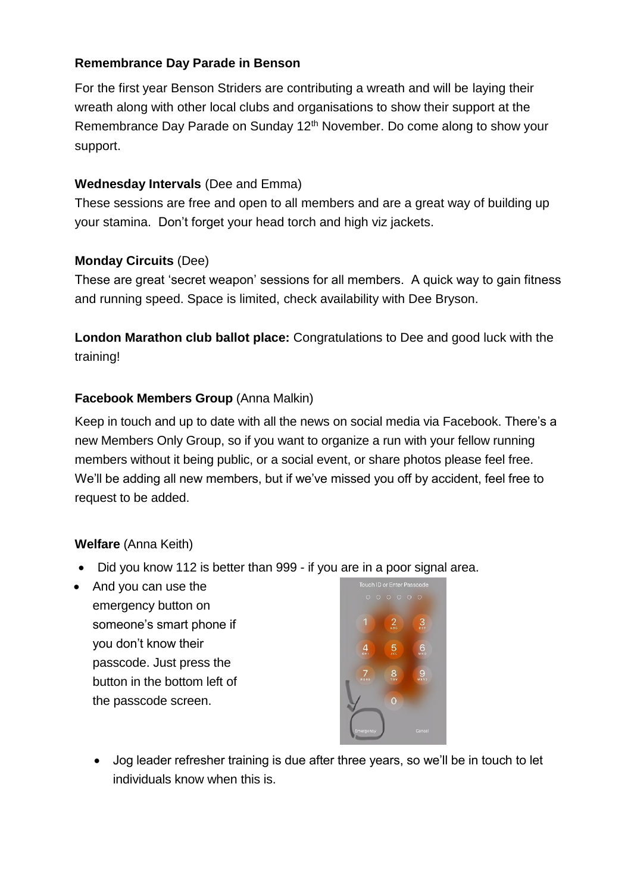**Remembrance Day Parade in Benson**

For the first year Benson Striders are contributing a wreath and will be laying their wreath along with other local clubs and organisations to show their support at the Remembrance Day Parade on Sunday 12th November. Do come along to show your support.

**Wednesday Intervals** (Dee and Emma)

These sessions are free and open to all members and are a great way of building up your stamina. Don't forget your head torch and high viz jackets.

**Monday Circuits** (Dee)

These are great 'secret weapon' sessions for all members. A quick way to gain fitness and running speed. Space is limited, check availability with Dee Bryson.

**London Marathon club ballot place:** Congratulations to Dee and good luck with the training!

**Facebook Members Group** (Anna Malkin)

Keep in touch and up to date with all the news on social media via Facebook. There's a new Members Only Group, so if you want to organize a run with your fellow running members without it being public, or a social event, or share photos please feel free. We'll be adding all new members, but if we've missed you off by accident, feel free to request to be added.

**Welfare** (Anna Keith)

- Did you know 112 is better than 999 - if you are in a poor signal area.
- And you can use the emergency button on someone's smart phone if you don't know their passcode. Just press the button in the bottom left of the passcode screen.
  - Jog leader refresher training is due after three years, so we'll be in touch to let individuals know when this is.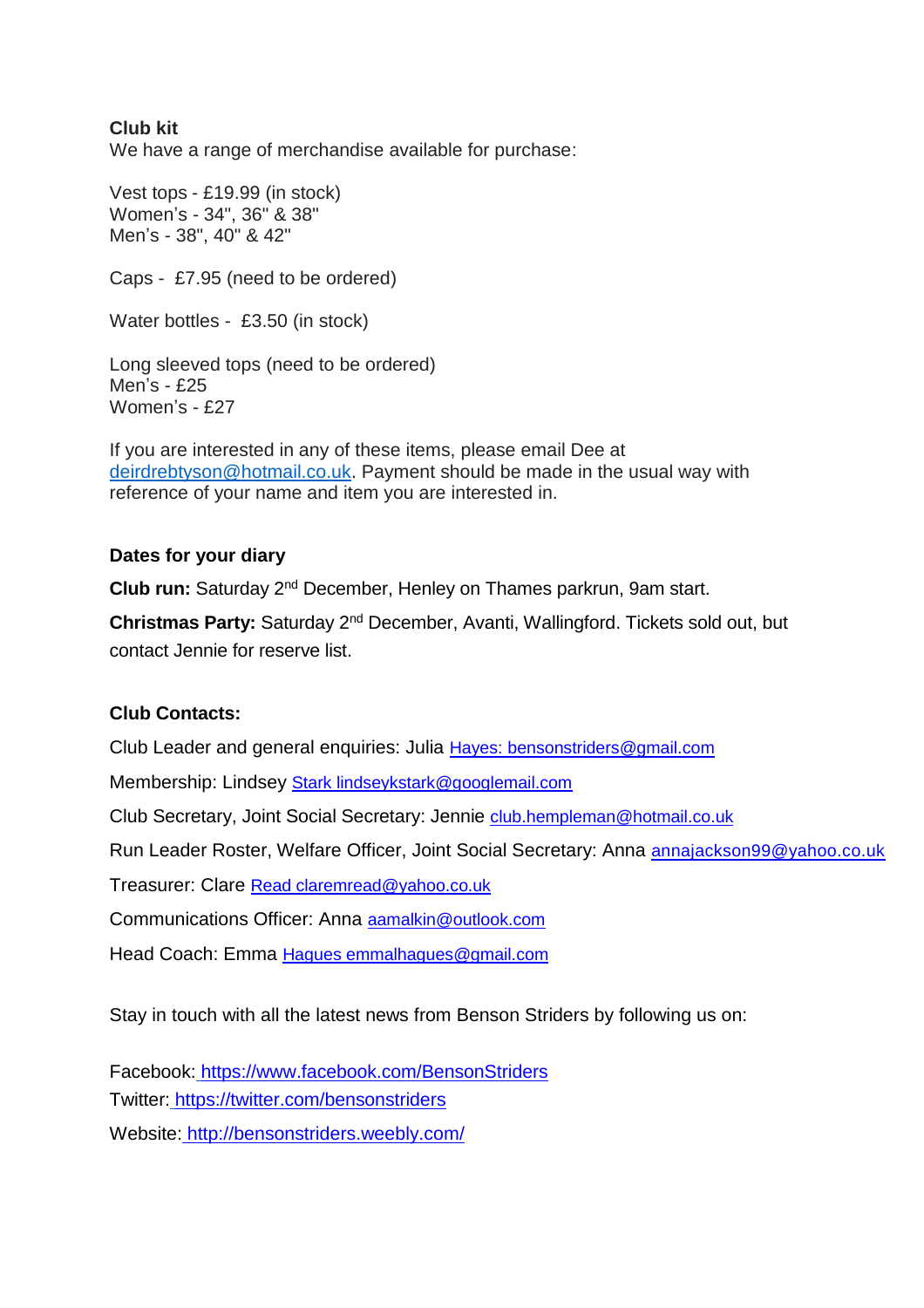**Club kit**
We have a range of merchandise available for purchase:

Vest tops - £19.99 (in stock)
Women's - 34", 36" & 38"
Men's - 38", 40" & 42"

Caps - £7.95 (need to be ordered)

Water bottles - £3.50 (in stock)

Long sleeved tops (need to be ordered)
Men's - £25
Women's - £27

If you are interested in any of these items, please email Dee at deirdrebtyson@hotmail.co.uk. Payment should be made in the usual way with reference of your name and item you are interested in.

**Dates for your diary**

**Club run:** Saturday 2nd December, Henley on Thames parkrun, 9am start.

**Christmas Party:** Saturday 2nd December, Avanti, Wallingford. Tickets sold out, but contact Jennie for reserve list.

**Club Contacts:**

Club Leader and general enquiries: Julia Hayes: bensonstriders@gmail.com

Membership: Lindsey Stark lindseykstark@googlemail.com

Club Secretary, Joint Social Secretary: Jennie club.hempleman@hotmail.co.uk

Run Leader Roster, Welfare Officer, Joint Social Secretary: Anna annajackson99@yahoo.co.uk

Treasurer: Clare Read claremread@yahoo.co.uk

Communications Officer: Anna aamalkin@outlook.com

Head Coach: Emma Hagues emmalhagues@gmail.com

Stay in touch with all the latest news from Benson Striders by following us on:

Facebook: https://www.facebook.com/BensonStriders
Twitter: https://twitter.com/bensonstriders
Website: http://bensonstriders.weebly.com/